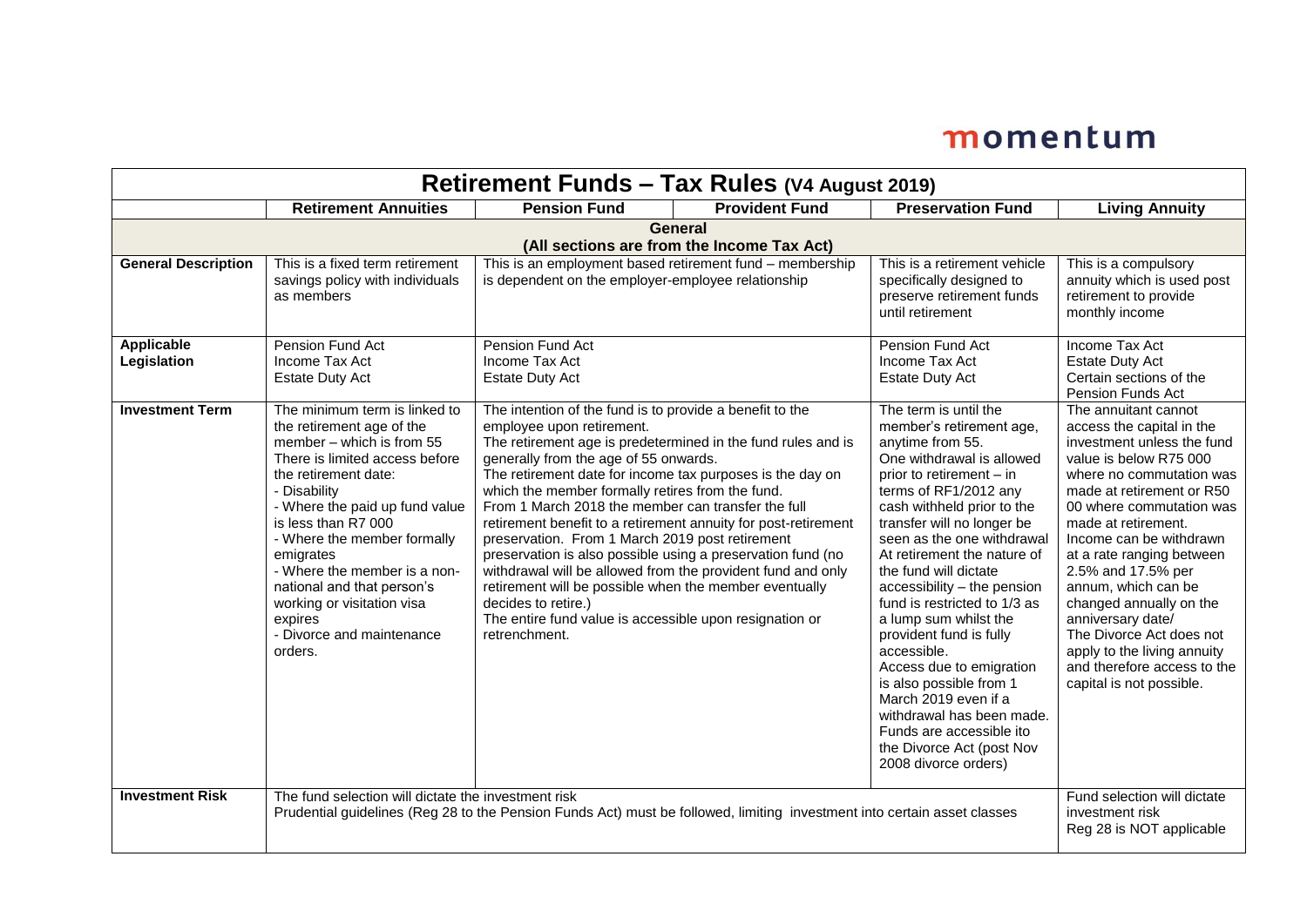momentum

| Retirement Funds – Tax Rules (V4 August 2019) | | | | | |
|---|---|---|---|---|---|
| | **Retirement Annuities** | **Pension Fund** | **Provident Fund** | **Preservation Fund** | **Living Annuity** |
| **General (All sections are from the Income Tax Act)** | | | | | |
| **General Description** | This is a fixed term retirement savings policy with individuals as members | This is an employment based retirement fund – membership is dependent on the employer-employee relationship | | This is a retirement vehicle specifically designed to preserve retirement funds until retirement | This is a compulsory annuity which is used post retirement to provide monthly income |
| **Applicable Legislation** | Pension Fund Act<br>Income Tax Act<br>Estate Duty Act | Pension Fund Act<br>Income Tax Act<br>Estate Duty Act | | Pension Fund Act<br>Income Tax Act<br>Estate Duty Act | Income Tax Act<br>Estate Duty Act<br>Certain sections of the Pension Funds Act |
| **Investment Term** | The minimum term is linked to the retirement age of the member – which is from 55<br>There is limited access before the retirement date:<br>- Disability<br>- Where the paid up fund value is less than R7 000<br>- Where the member formally emigrates<br>- Where the member is a non-national and that person's working or visitation visa expires<br>- Divorce and maintenance orders. | The intention of the fund is to provide a benefit to the employee upon retirement.<br>The retirement age is predetermined in the fund rules and is generally from the age of 55 onwards.<br>The retirement date for income tax purposes is the day on which the member formally retires from the fund.<br>From 1 March 2018 the member can transfer the full retirement benefit to a retirement annuity for post-retirement preservation. From 1 March 2019 post retirement preservation is also possible using a preservation fund (no withdrawal will be allowed from the provident fund and only retirement will be possible when the member eventually decides to retire.)<br>The entire fund value is accessible upon resignation or retrenchment. | | The term is until the member's retirement age, anytime from 55.<br>One withdrawal is allowed prior to retirement – in terms of RF1/2012 any cash withheld prior to the transfer will no longer be seen as the one withdrawal<br>At retirement the nature of the fund will dictate accessibility – the pension fund is restricted to 1/3 as a lump sum whilst the provident fund is fully accessible.<br>Access due to emigration is also possible from 1 March 2019 even if a withdrawal has been made.<br>Funds are accessible ito the Divorce Act (post Nov 2008 divorce orders) | The annuitant cannot access the capital in the investment unless the fund value is below R75 000 where no commutation was made at retirement or R50 00 where commutation was made at retirement.<br>Income can be withdrawn at a rate ranging between 2.5% and 17.5% per annum, which can be changed annually on the anniversary date/<br>The Divorce Act does not apply to the living annuity and therefore access to the capital is not possible. |
| **Investment Risk** | The fund selection will dictate the investment risk<br>Prudential guidelines (Reg 28 to the Pension Funds Act) must be followed, limiting investment into certain asset classes | | | | Fund selection will dictate investment risk<br>Reg 28 is NOT applicable |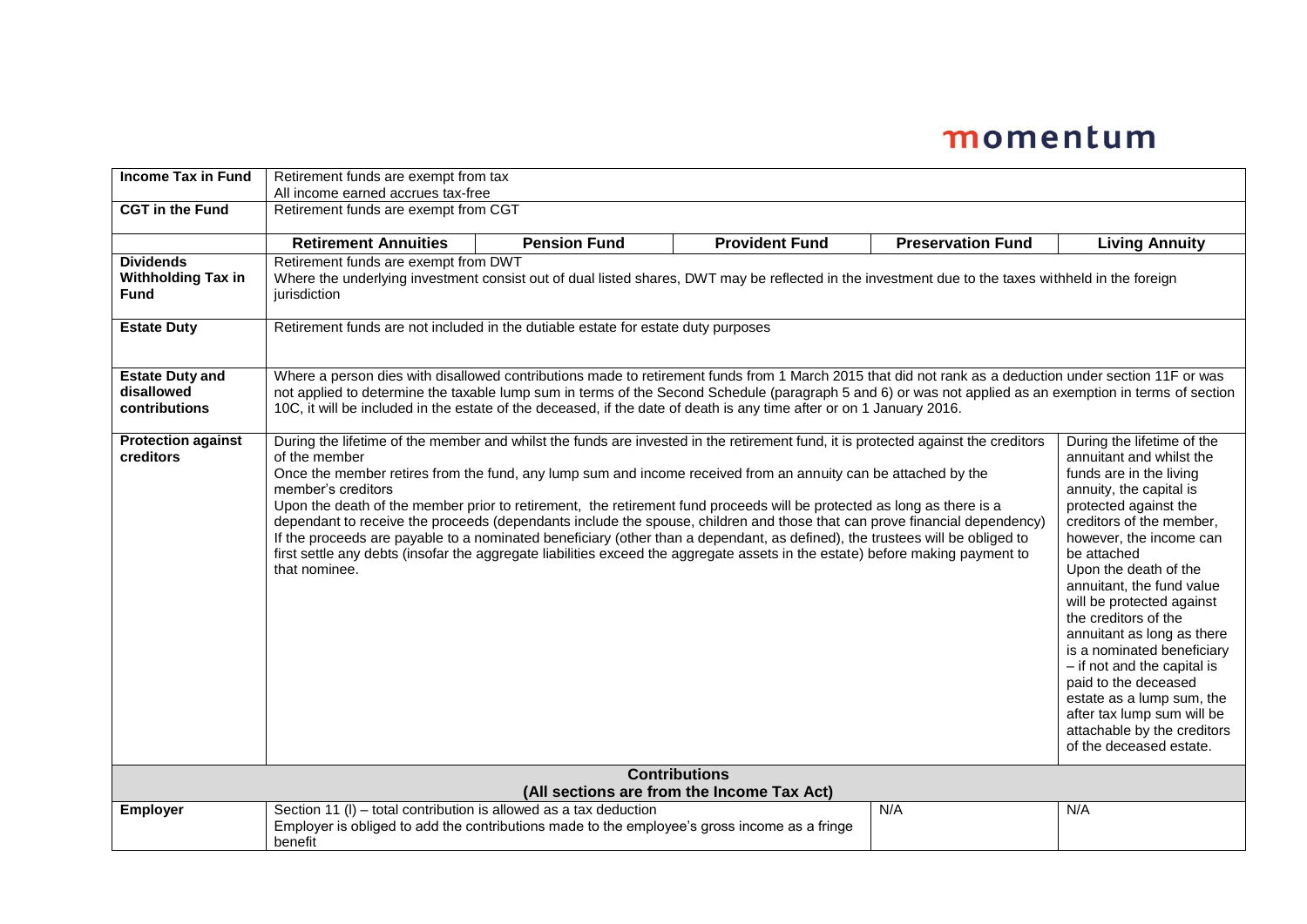| | Retirement Annuities | Pension Fund | Provident Fund | Preservation Fund | Living Annuity |
|---|---|---|---|---|---|
| **Income Tax in Fund** | Retirement funds are exempt from tax<br>All income earned accrues tax-free | | | | |
| **CGT in the Fund** | Retirement funds are exempt from CGT | | | | |
| **Dividends Withholding Tax in Fund** | Retirement funds are exempt from DWT<br>Where the underlying investment consist out of dual listed shares, DWT may be reflected in the investment due to the taxes withheld in the foreign jurisdiction | | | | |
| **Estate Duty** | Retirement funds are not included in the dutiable estate for estate duty purposes | | | | |
| **Estate Duty and disallowed contributions** | Where a person dies with disallowed contributions made to retirement funds from 1 March 2015 that did not rank as a deduction under section 11F or was not applied to determine the taxable lump sum in terms of the Second Schedule (paragraph 5 and 6) or was not applied as an exemption in terms of section 10C, it will be included in the estate of the deceased, if the date of death is any time after or on 1 January 2016. | | | | |
| **Protection against creditors** | During the lifetime of the member and whilst the funds are invested in the retirement fund, it is protected against the creditors of the member<br>Once the member retires from the fund, any lump sum and income received from an annuity can be attached by the member's creditors<br>Upon the death of the member prior to retirement, the retirement fund proceeds will be protected as long as there is a dependant to receive the proceeds (dependants include the spouse, children and those that can prove financial dependency)<br>If the proceeds are payable to a nominated beneficiary (other than a dependant, as defined), the trustees will be obliged to first settle any debts (insofar the aggregate liabilities exceed the aggregate assets in the estate) before making payment to that nominee. | | | | During the lifetime of the annuitant and whilst the funds are in the living annuity, the capital is protected against the creditors of the member, however, the income can be attached<br>Upon the death of the annuitant, the fund value will be protected against the creditors of the annuitant as long as there is a nominated beneficiary – if not and the capital is paid to the deceased estate as a lump sum, the after tax lump sum will be attachable by the creditors of the deceased estate. |
| **Contributions (All sections are from the Income Tax Act)** | | | | | |
| **Employer** | Section 11 (l) – total contribution is allowed as a tax deduction<br>Employer is obliged to add the contributions made to the employee's gross income as a fringe benefit | | | N/A | N/A |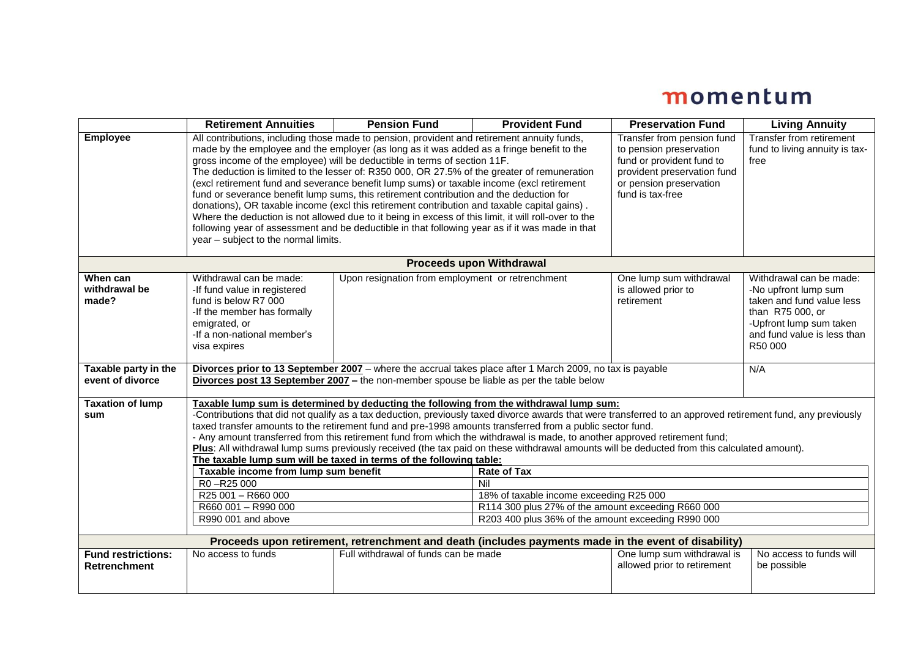momentum

| | Retirement Annuities | Pension Fund | Provident Fund | Preservation Fund | Living Annuity |
|---|---|---|---|---|---|
| **Employee** | All contributions, including those made to pension, provident and retirement annuity funds, made by the employee and the employer (as long as it was added as a fringe benefit to the gross income of the employee) will be deductible in terms of section 11F. The deduction is limited to the lesser of: R350 000, OR 27.5% of the greater of remuneration (excl retirement fund and severance benefit lump sums) or taxable income (excl retirement fund or severance benefit lump sums, this retirement contribution and the deduction for donations), OR taxable income (excl this retirement contribution and taxable capital gains) . Where the deduction is not allowed due to it being in excess of this limit, it will roll-over to the following year of assessment and be deductible in that following year as if it was made in that year – subject to the normal limits. | | | Transfer from pension fund to pension preservation fund or provident fund to provident preservation fund or pension preservation fund is tax-free | Transfer from retirement fund to living annuity is tax-free |
| **Proceeds upon Withdrawal** | | | | | |
| **When can withdrawal be made?** | Withdrawal can be made:<br>-If fund value in registered fund is below R7 000<br>-If the member has formally emigrated, or<br>-If a non-national member's visa expires | Upon resignation from employment or retrenchment | | One lump sum withdrawal is allowed prior to retirement | Withdrawal can be made:<br>-No upfront lump sum taken and fund value less than R75 000, or<br>-Upfront lump sum taken and fund value is less than R50 000 |
| **Taxable party in the event of divorce** | **Divorces prior to 13 September 2007** – where the accrual takes place after 1 March 2009, no tax is payable<br>**Divorces post 13 September 2007 –** the non-member spouse be liable as per the table below | | | | N/A |
| **Taxation of lump sum** | **Taxable lump sum is determined by deducting the following from the withdrawal lump sum:**<br>-Contributions that did not qualify as a tax deduction, previously taxed divorce awards that were transferred to an approved retirement fund, any previously taxed transfer amounts to the retirement fund and pre-1998 amounts transferred from a public sector fund.<br>- Any amount transferred from this retirement fund from which the withdrawal is made, to another approved retirement fund;<br>**Plus**: All withdrawal lump sums previously received (the tax paid on these withdrawal amounts will be deducted from this calculated amount).<br>**The taxable lump sum will be taxed in terms of the following table:** | | | | |

| Taxable income from lump sum benefit | Rate of Tax |
|---|---|
| R0 –R25 000 | Nil |
| R25 001 – R660 000 | 18% of taxable income exceeding R25 000 |
| R660 001 – R990 000 | R114 300 plus 27% of the amount exceeding R660 000 |
| R990 001 and above | R203 400 plus 36% of the amount exceeding R990 000 |

| | Retirement Annuities | Pension Fund | Provident Fund | Preservation Fund | Living Annuity |
|---|---|---|---|---|---|
| **Proceeds upon retirement, retrenchment and death (includes payments made in the event of disability)** | | | | | |
| **Fund restrictions: Retrenchment** | No access to funds | Full withdrawal of funds can be made | | One lump sum withdrawal is allowed prior to retirement | No access to funds will be possible |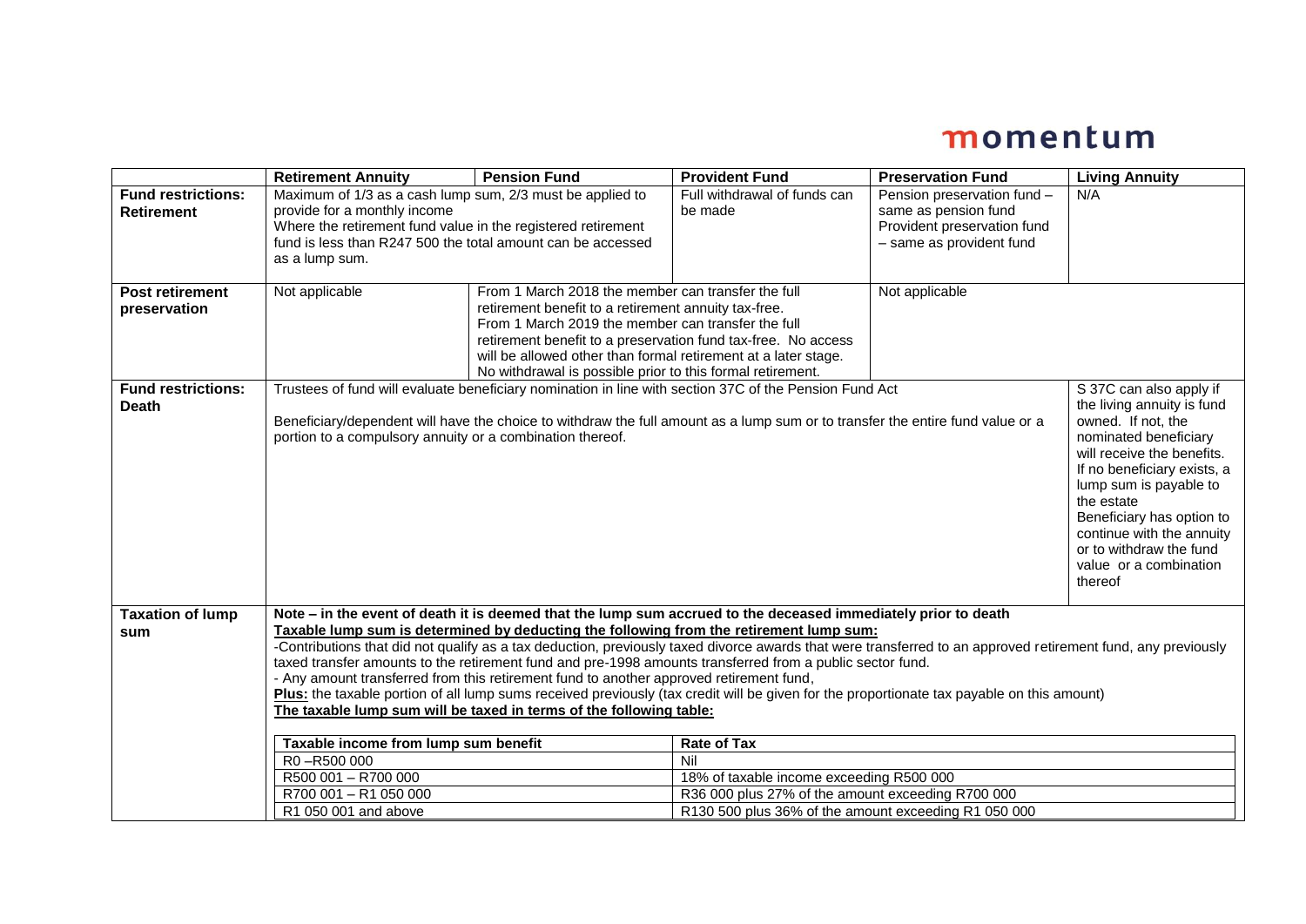momentum

| | Retirement Annuity | Pension Fund | Provident Fund | Preservation Fund | Living Annuity |
|---|---|---|---|---|---|
| **Fund restrictions: Retirement** | Maximum of 1/3 as a cash lump sum, 2/3 must be applied to provide for a monthly income. Where the retirement fund value in the registered retirement fund is less than R247 500 the total amount can be accessed as a lump sum. | | Full withdrawal of funds can be made | Pension preservation fund – same as pension fund. Provident preservation fund – same as provident fund | N/A |
| **Post retirement preservation** | Not applicable | From 1 March 2018 the member can transfer the full retirement benefit to a retirement annuity tax-free. From 1 March 2019 the member can transfer the full retirement benefit to a preservation fund tax-free. No access will be allowed other than formal retirement at a later stage. No withdrawal is possible prior to this formal retirement. | | Not applicable | |
| **Fund restrictions: Death** | Trustees of fund will evaluate beneficiary nomination in line with section 37C of the Pension Fund Act. Beneficiary/dependent will have the choice to withdraw the full amount as a lump sum or to transfer the entire fund value or a portion to a compulsory annuity or a combination thereof. | | | | S 37C can also apply if the living annuity is fund owned. If not, the nominated beneficiary will receive the benefits. If no beneficiary exists, a lump sum is payable to the estate. Beneficiary has option to continue with the annuity or to withdraw the fund value or a combination thereof |
| **Taxation of lump sum** | **Note – in the event of death it is deemed that the lump sum accrued to the deceased immediately prior to death** | | | | |

**Taxable lump sum is determined by deducting the following from the retirement lump sum:**

-Contributions that did not qualify as a tax deduction, previously taxed divorce awards that were transferred to an approved retirement fund, any previously taxed transfer amounts to the retirement fund and pre-1998 amounts transferred from a public sector fund.

- Any amount transferred from this retirement fund to another approved retirement fund,

**Plus:** the taxable portion of all lump sums received previously (tax credit will be given for the proportionate tax payable on this amount)

**The taxable lump sum will be taxed in terms of the following table:**

| Taxable income from lump sum benefit | Rate of Tax |
|---|---|
| R0 –R500 000 | Nil |
| R500 001 – R700 000 | 18% of taxable income exceeding R500 000 |
| R700 001 – R1 050 000 | R36 000 plus 27% of the amount exceeding R700 000 |
| R1 050 001 and above | R130 500 plus 36% of the amount exceeding R1 050 000 |